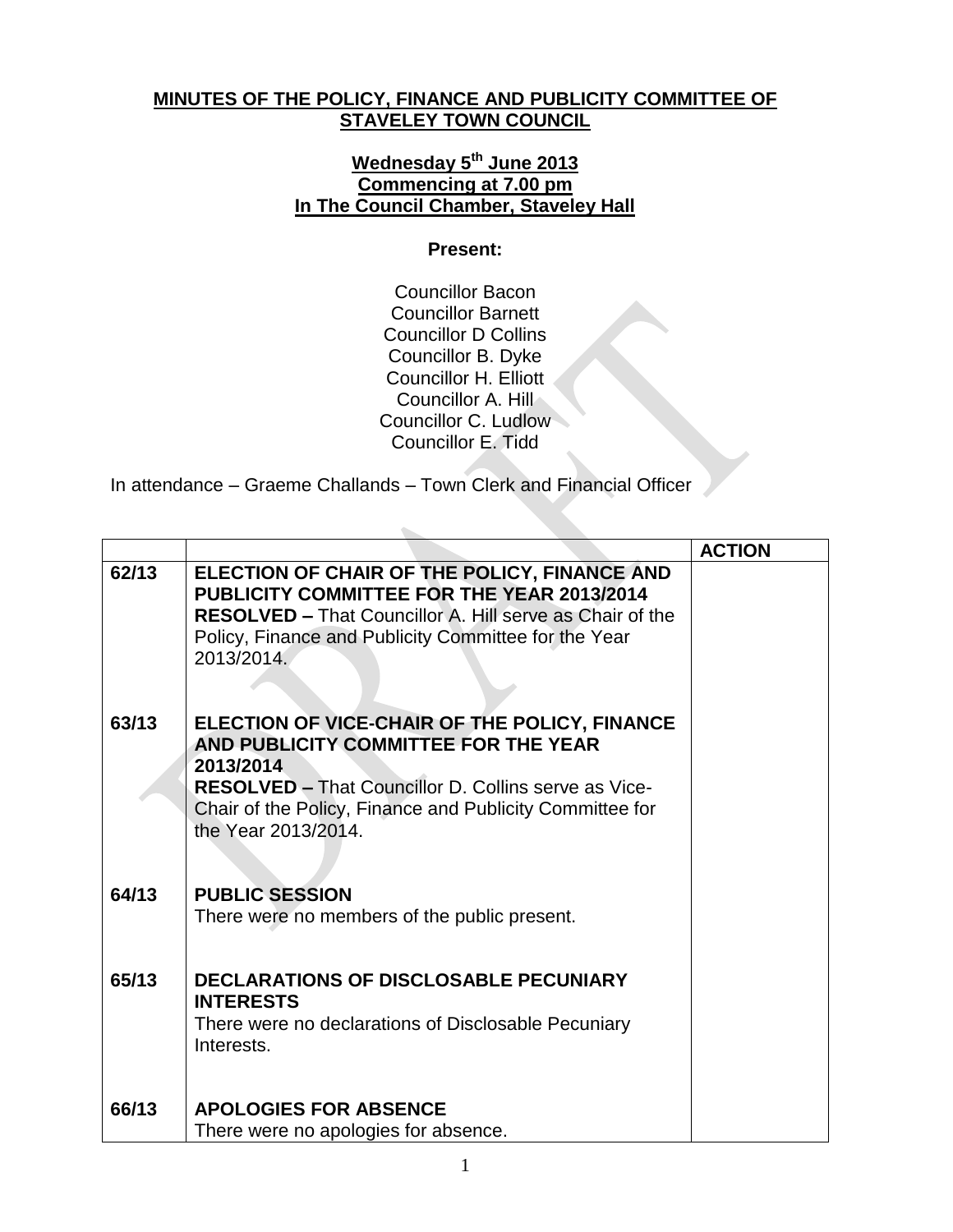**MINUTES OF THE POLICY, FINANCE AND PUBLICITY COMMITTEE OF STAVELEY TOWN COUNCIL**

**Wednesday 5th June 2013**
**Commencing at 7.00 pm**
**In The Council Chamber, Staveley Hall**

**Present:**

Councillor Bacon
Councillor Barnett
Councillor D Collins
Councillor B. Dyke
Councillor H. Elliott
Councillor A. Hill
Councillor C. Ludlow
Councillor E. Tidd

In attendance – Graeme Challands – Town Clerk and Financial Officer

| | | ACTION |
|---|---|---|
| 62/13 | **ELECTION OF CHAIR OF THE POLICY, FINANCE AND PUBLICITY COMMITTEE FOR THE YEAR 2013/2014** **RESOLVED –** That Councillor A. Hill serve as Chair of the Policy, Finance and Publicity Committee for the Year 2013/2014. | |
| 63/13 | **ELECTION OF VICE-CHAIR OF THE POLICY, FINANCE AND PUBLICITY COMMITTEE FOR THE YEAR 2013/2014** **RESOLVED –** That Councillor D. Collins serve as Vice-Chair of the Policy, Finance and Publicity Committee for the Year 2013/2014. | |
| 64/13 | **PUBLIC SESSION** There were no members of the public present. | |
| 65/13 | **DECLARATIONS OF DISCLOSABLE PECUNIARY INTERESTS** There were no declarations of Disclosable Pecuniary Interests. | |
| 66/13 | **APOLOGIES FOR ABSENCE** There were no apologies for absence. | |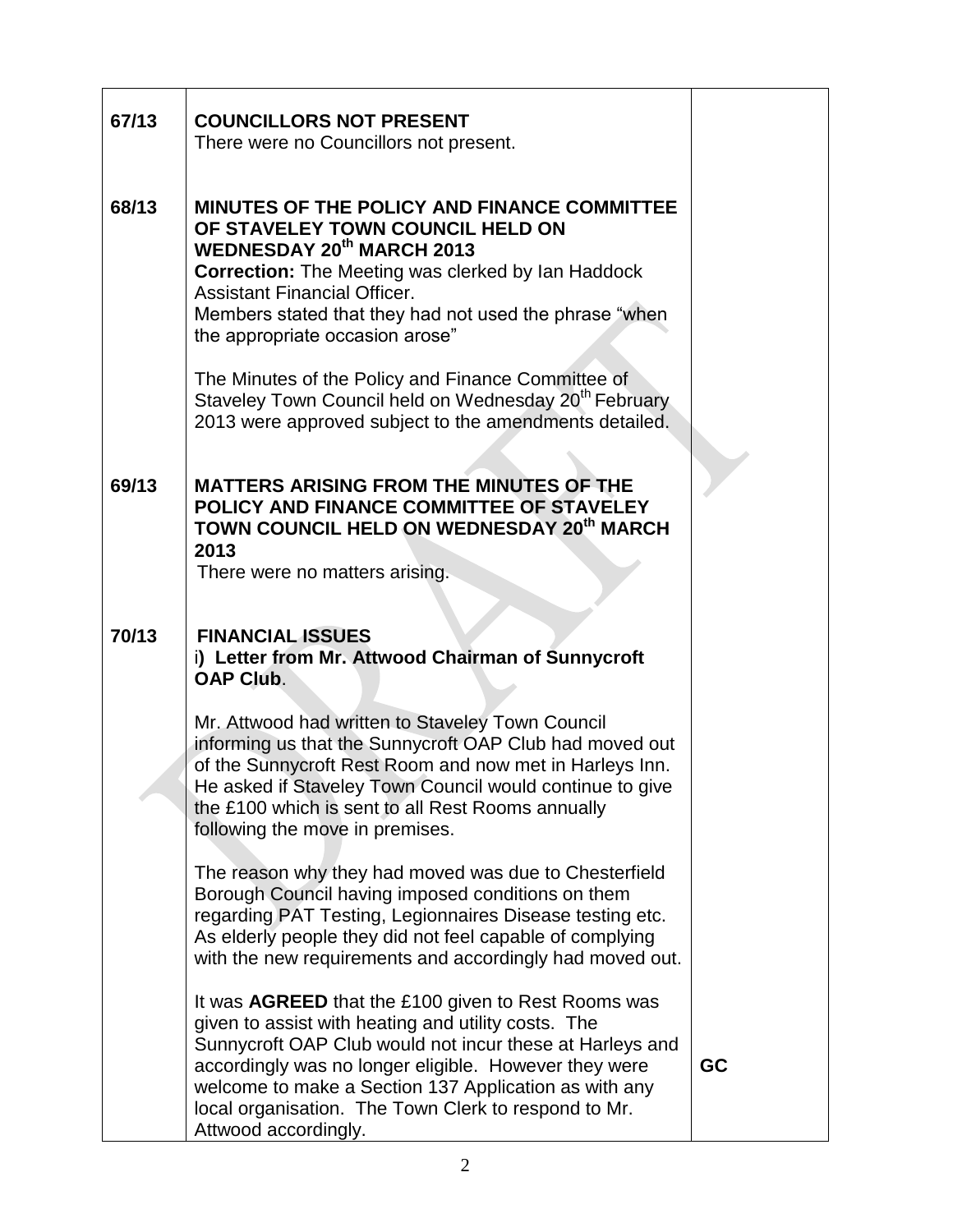| | | |
|---|---|---|
| 67/13 | **COUNCILLORS NOT PRESENT**<br>There were no Councillors not present. | |
| 68/13 | **MINUTES OF THE POLICY AND FINANCE COMMITTEE OF STAVELEY TOWN COUNCIL HELD ON WEDNESDAY 20th MARCH 2013**<br>**Correction:** The Meeting was clerked by Ian Haddock Assistant Financial Officer.<br>Members stated that they had not used the phrase "when the appropriate occasion arose"<br><br>The Minutes of the Policy and Finance Committee of Staveley Town Council held on Wednesday 20th February 2013 were approved subject to the amendments detailed. | |
| 69/13 | **MATTERS ARISING FROM THE MINUTES OF THE POLICY AND FINANCE COMMITTEE OF STAVELEY TOWN COUNCIL HELD ON WEDNESDAY 20th MARCH 2013**<br>There were no matters arising. | |
| 70/13 | **FINANCIAL ISSUES**<br>**i) Letter from Mr. Attwood Chairman of Sunnycroft OAP Club**.<br><br>Mr. Attwood had written to Staveley Town Council informing us that the Sunnycroft OAP Club had moved out of the Sunnycroft Rest Room and now met in Harleys Inn. He asked if Staveley Town Council would continue to give the £100 which is sent to all Rest Rooms annually following the move in premises.<br><br>The reason why they had moved was due to Chesterfield Borough Council having imposed conditions on them regarding PAT Testing, Legionnaires Disease testing etc. As elderly people they did not feel capable of complying with the new requirements and accordingly had moved out.<br><br>It was **AGREED** that the £100 given to Rest Rooms was given to assist with heating and utility costs. The Sunnycroft OAP Club would not incur these at Harleys and accordingly was no longer eligible. However they were welcome to make a Section 137 Application as with any local organisation. The Town Clerk to respond to Mr. Attwood accordingly. | **GC** |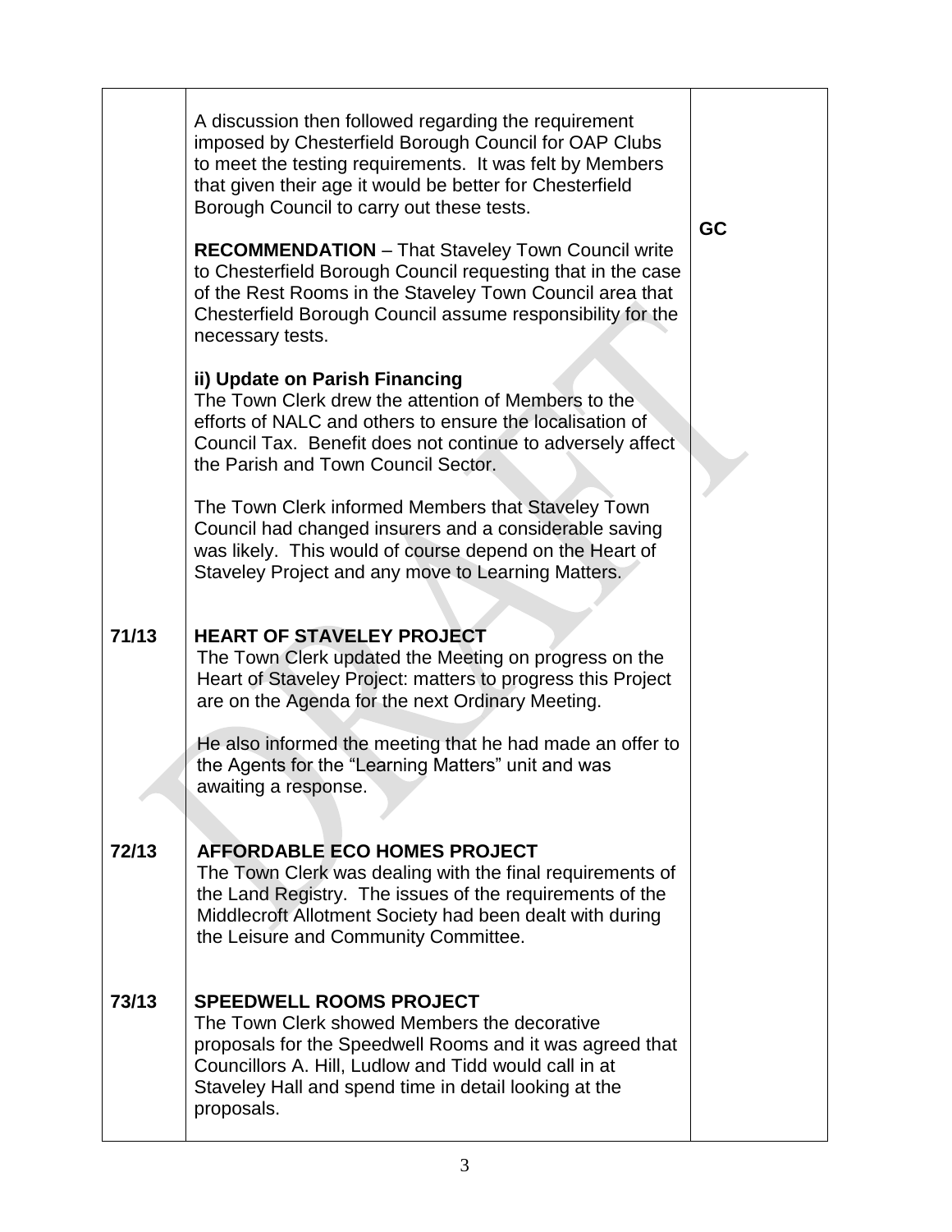| | | |
|---|---|---|
| | A discussion then followed regarding the requirement imposed by Chesterfield Borough Council for OAP Clubs to meet the testing requirements. It was felt by Members that given their age it would be better for Chesterfield Borough Council to carry out these tests.<br><br>**RECOMMENDATION** – That Staveley Town Council write to Chesterfield Borough Council requesting that in the case of the Rest Rooms in the Staveley Town Council area that Chesterfield Borough Council assume responsibility for the necessary tests.<br><br>**ii) Update on Parish Financing**<br>The Town Clerk drew the attention of Members to the efforts of NALC and others to ensure the localisation of Council Tax. Benefit does not continue to adversely affect the Parish and Town Council Sector.<br><br>The Town Clerk informed Members that Staveley Town Council had changed insurers and a considerable saving was likely. This would of course depend on the Heart of Staveley Project and any move to Learning Matters. | **GC** |
| **71/13** | **HEART OF STAVELEY PROJECT**<br>The Town Clerk updated the Meeting on progress on the Heart of Staveley Project: matters to progress this Project are on the Agenda for the next Ordinary Meeting.<br><br>He also informed the meeting that he had made an offer to the Agents for the "Learning Matters" unit and was awaiting a response. | |
| **72/13** | **AFFORDABLE ECO HOMES PROJECT**<br>The Town Clerk was dealing with the final requirements of the Land Registry. The issues of the requirements of the Middlecroft Allotment Society had been dealt with during the Leisure and Community Committee. | |
| **73/13** | **SPEEDWELL ROOMS PROJECT**<br>The Town Clerk showed Members the decorative proposals for the Speedwell Rooms and it was agreed that Councillors A. Hill, Ludlow and Tidd would call in at Staveley Hall and spend time in detail looking at the proposals. | |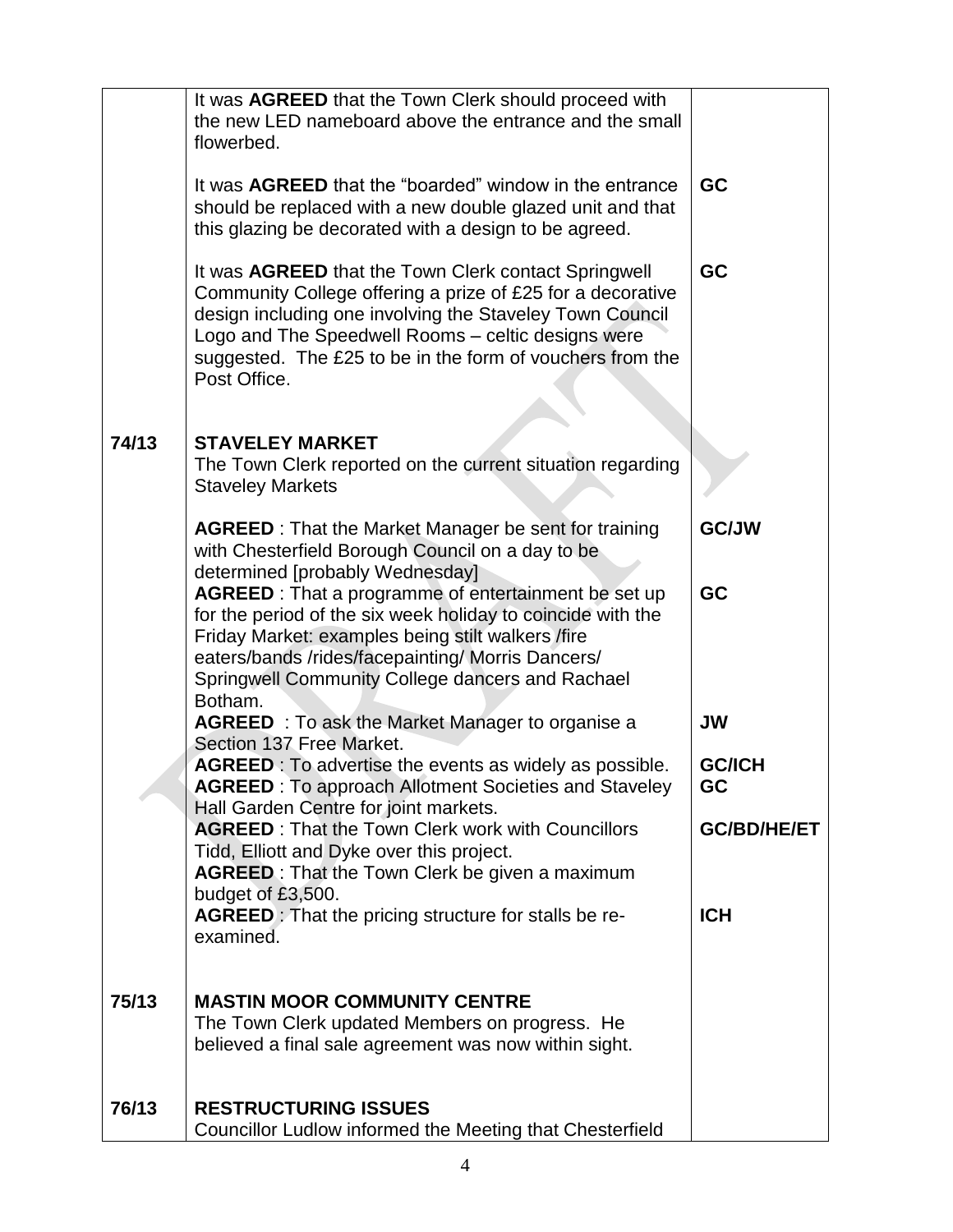| | | |
|---|---|---|
| | It was **AGREED** that the Town Clerk should proceed with the new LED nameboard above the entrance and the small flowerbed. | |
| | It was **AGREED** that the "boarded" window in the entrance should be replaced with a new double glazed unit and that this glazing be decorated with a design to be agreed. | **GC** |
| | It was **AGREED** that the Town Clerk contact Springwell Community College offering a prize of £25 for a decorative design including one involving the Staveley Town Council Logo and The Speedwell Rooms – celtic designs were suggested. The £25 to be in the form of vouchers from the Post Office. | **GC** |
| **74/13** | **STAVELEY MARKET**<br>The Town Clerk reported on the current situation regarding Staveley Markets | |
| | **AGREED** : That the Market Manager be sent for training with Chesterfield Borough Council on a day to be determined [probably Wednesday] | **GC/JW** |
| | **AGREED** : That a programme of entertainment be set up for the period of the six week holiday to coincide with the Friday Market: examples being stilt walkers /fire eaters/bands /rides/facepainting/ Morris Dancers/ Springwell Community College dancers and Rachael Botham. | **GC** |
| | **AGREED** : To ask the Market Manager to organise a Section 137 Free Market. | **JW** |
| | **AGREED** : To advertise the events as widely as possible. | **GC/ICH** |
| | **AGREED** : To approach Allotment Societies and Staveley Hall Garden Centre for joint markets. | **GC** |
| | **AGREED** : That the Town Clerk work with Councillors Tidd, Elliott and Dyke over this project. | **GC/BD/HE/ET** |
| | **AGREED** : That the Town Clerk be given a maximum budget of £3,500. | |
| | **AGREED** : That the pricing structure for stalls be re-examined. | **ICH** |
| **75/13** | **MASTIN MOOR COMMUNITY CENTRE**<br>The Town Clerk updated Members on progress. He believed a final sale agreement was now within sight. | |
| **76/13** | **RESTRUCTURING ISSUES**<br>Councillor Ludlow informed the Meeting that Chesterfield | |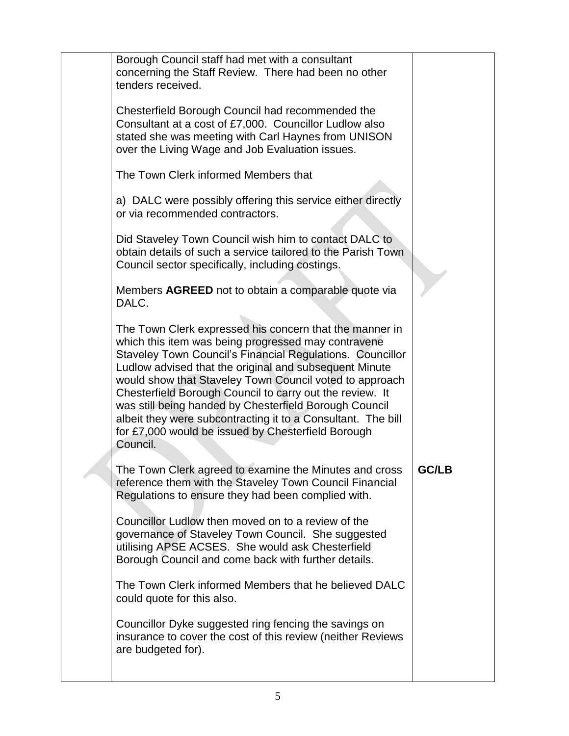| | | |
|---|---|---|
| | Borough Council staff had met with a consultant concerning the Staff Review. There had been no other tenders received.<br><br>Chesterfield Borough Council had recommended the Consultant at a cost of £7,000. Councillor Ludlow also stated she was meeting with Carl Haynes from UNISON over the Living Wage and Job Evaluation issues.<br><br>The Town Clerk informed Members that<br><br>a) DALC were possibly offering this service either directly or via recommended contractors.<br><br>Did Staveley Town Council wish him to contact DALC to obtain details of such a service tailored to the Parish Town Council sector specifically, including costings.<br><br>Members **AGREED** not to obtain a comparable quote via DALC.<br><br>The Town Clerk expressed his concern that the manner in which this item was being progressed may contravene Staveley Town Council's Financial Regulations. Councillor Ludlow advised that the original and subsequent Minute would show that Staveley Town Council voted to approach Chesterfield Borough Council to carry out the review. It was still being handed by Chesterfield Borough Council albeit they were subcontracting it to a Consultant. The bill for £7,000 would be issued by Chesterfield Borough Council. | |
| | The Town Clerk agreed to examine the Minutes and cross reference them with the Staveley Town Council Financial Regulations to ensure they had been complied with. | **GC/LB** |
| | Councillor Ludlow then moved on to a review of the governance of Staveley Town Council. She suggested utilising APSE ACSES. She would ask Chesterfield Borough Council and come back with further details.<br><br>The Town Clerk informed Members that he believed DALC could quote for this also.<br><br>Councillor Dyke suggested ring fencing the savings on insurance to cover the cost of this review (neither Reviews are budgeted for). | |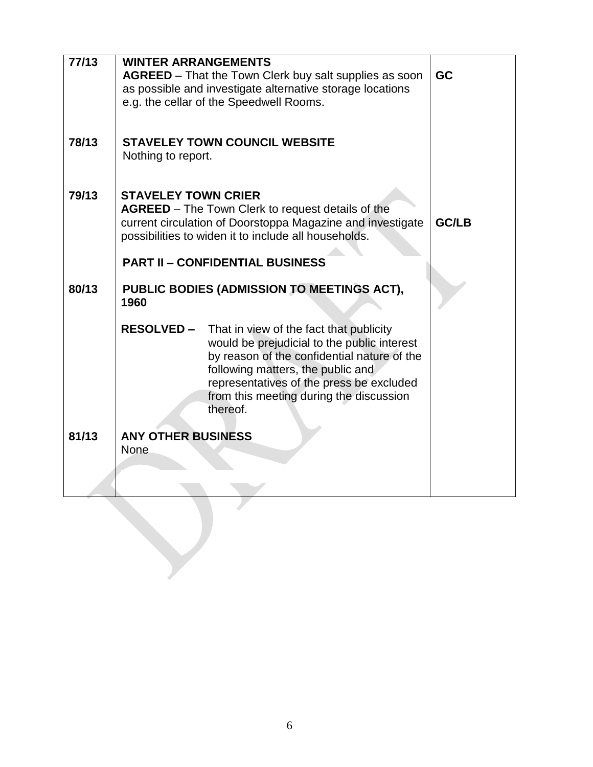| | | |
|---|---|---|
| **77/13** | **WINTER ARRANGEMENTS**<br>**AGREED** – That the Town Clerk buy salt supplies as soon as possible and investigate alternative storage locations e.g. the cellar of the Speedwell Rooms. | **GC** |
| **78/13** | **STAVELEY TOWN COUNCIL WEBSITE**<br>Nothing to report. | |
| **79/13** | **STAVELEY TOWN CRIER**<br>**AGREED** – The Town Clerk to request details of the current circulation of Doorstoppa Magazine and investigate possibilities to widen it to include all households. | **GC/LB** |
| | **PART II – CONFIDENTIAL BUSINESS** | |
| **80/13** | **PUBLIC BODIES (ADMISSION TO MEETINGS ACT), 1960**<br><br>**RESOLVED –** That in view of the fact that publicity would be prejudicial to the public interest by reason of the confidential nature of the following matters, the public and representatives of the press be excluded from this meeting during the discussion thereof. | |
| **81/13** | **ANY OTHER BUSINESS**<br>None | |